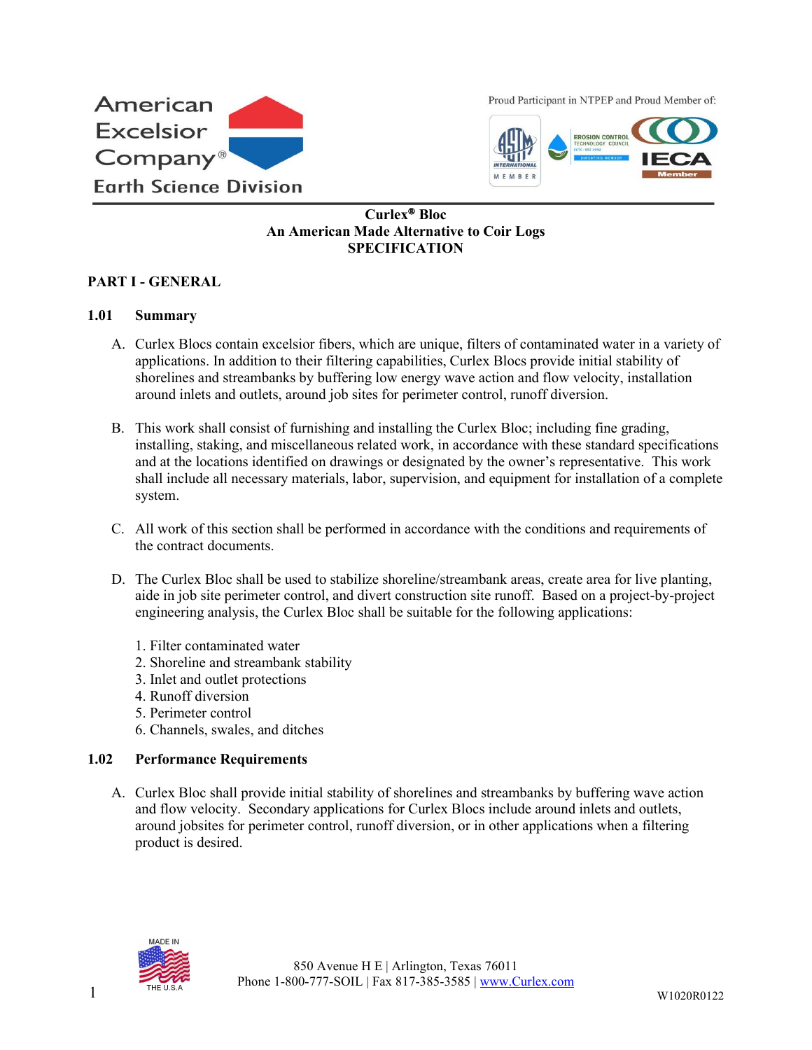American Excelsior Company®
Earth Science Division

Proud Participant in NTPEP and Proud Member of:

# Curlex® Bloc
## An American Made Alternative to Coir Logs
## SPECIFICATION

## PART I - GENERAL

### 1.01 Summary

A. Curlex Blocs contain excelsior fibers, which are unique, filters of contaminated water in a variety of applications. In addition to their filtering capabilities, Curlex Blocs provide initial stability of shorelines and streambanks by buffering low energy wave action and flow velocity, installation around inlets and outlets, around job sites for perimeter control, runoff diversion.

B. This work shall consist of furnishing and installing the Curlex Bloc; including fine grading, installing, staking, and miscellaneous related work, in accordance with these standard specifications and at the locations identified on drawings or designated by the owner's representative. This work shall include all necessary materials, labor, supervision, and equipment for installation of a complete system.

C. All work of this section shall be performed in accordance with the conditions and requirements of the contract documents.

D. The Curlex Bloc shall be used to stabilize shoreline/streambank areas, create area for live planting, aide in job site perimeter control, and divert construction site runoff. Based on a project-by-project engineering analysis, the Curlex Bloc shall be suitable for the following applications:

1. Filter contaminated water
2. Shoreline and streambank stability
3. Inlet and outlet protections
4. Runoff diversion
5. Perimeter control
6. Channels, swales, and ditches

### 1.02 Performance Requirements

A. Curlex Bloc shall provide initial stability of shorelines and streambanks by buffering wave action and flow velocity. Secondary applications for Curlex Blocs include around inlets and outlets, around jobsites for perimeter control, runoff diversion, or in other applications when a filtering product is desired.

MADE IN THE U.S.A

850 Avenue H E | Arlington, Texas 76011
Phone 1-800-777-SOIL | Fax 817-385-3585 | www.Curlex.com

W1020R0122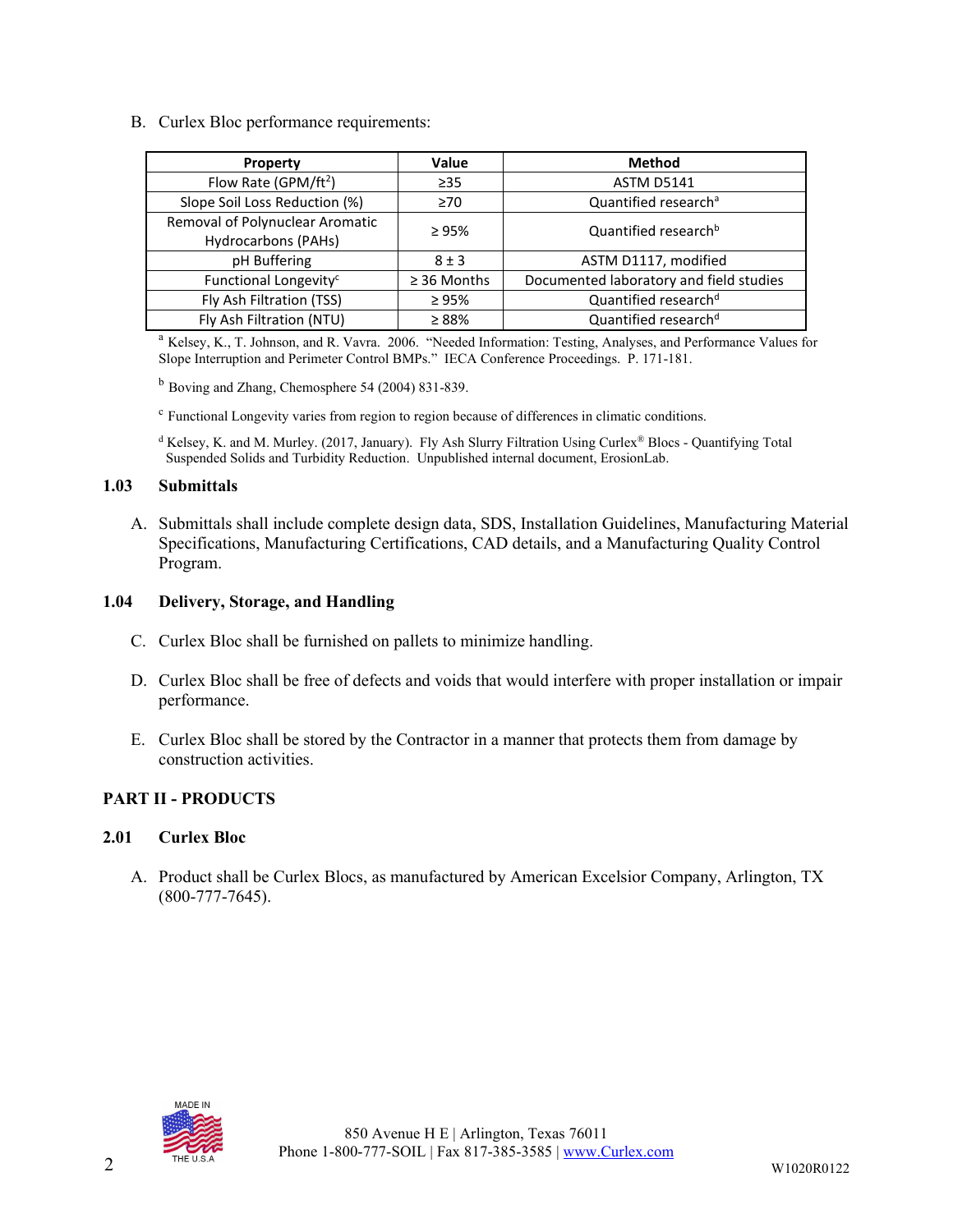B. Curlex Bloc performance requirements:

| Property | Value | Method |
|---|---|---|
| Flow Rate (GPM/ft$^2$) | ≥35 | ASTM D5141 |
| Slope Soil Loss Reduction (%) | ≥70 | Quantified research[a] |
| Removal of Polynuclear Aromatic Hydrocarbons (PAHs) | ≥ 95% | Quantified research[b] |
| pH Buffering | 8 ± 3 | ASTM D1117, modified |
| Functional Longevity[c] | ≥ 36 Months | Documented laboratory and field studies |
| Fly Ash Filtration (TSS) | ≥ 95% | Quantified research[d] |
| Fly Ash Filtration (NTU) | ≥ 88% | Quantified research[d] |

[a] Kelsey, K., T. Johnson, and R. Vavra. 2006. "Needed Information: Testing, Analyses, and Performance Values for Slope Interruption and Perimeter Control BMPs." IECA Conference Proceedings. P. 171-181.

[b] Boving and Zhang, Chemosphere 54 (2004) 831-839.

[c] Functional Longevity varies from region to region because of differences in climatic conditions.

[d] Kelsey, K. and M. Murley. (2017, January). Fly Ash Slurry Filtration Using Curlex® Blocs - Quantifying Total Suspended Solids and Turbidity Reduction. Unpublished internal document, ErosionLab.

### 1.03 Submittals

A. Submittals shall include complete design data, SDS, Installation Guidelines, Manufacturing Material Specifications, Manufacturing Certifications, CAD details, and a Manufacturing Quality Control Program.

### 1.04 Delivery, Storage, and Handling

C. Curlex Bloc shall be furnished on pallets to minimize handling.

D. Curlex Bloc shall be free of defects and voids that would interfere with proper installation or impair performance.

E. Curlex Bloc shall be stored by the Contractor in a manner that protects them from damage by construction activities.

## PART II - PRODUCTS

### 2.01 Curlex Bloc

A. Product shall be Curlex Blocs, as manufactured by American Excelsior Company, Arlington, TX (800-777-7645).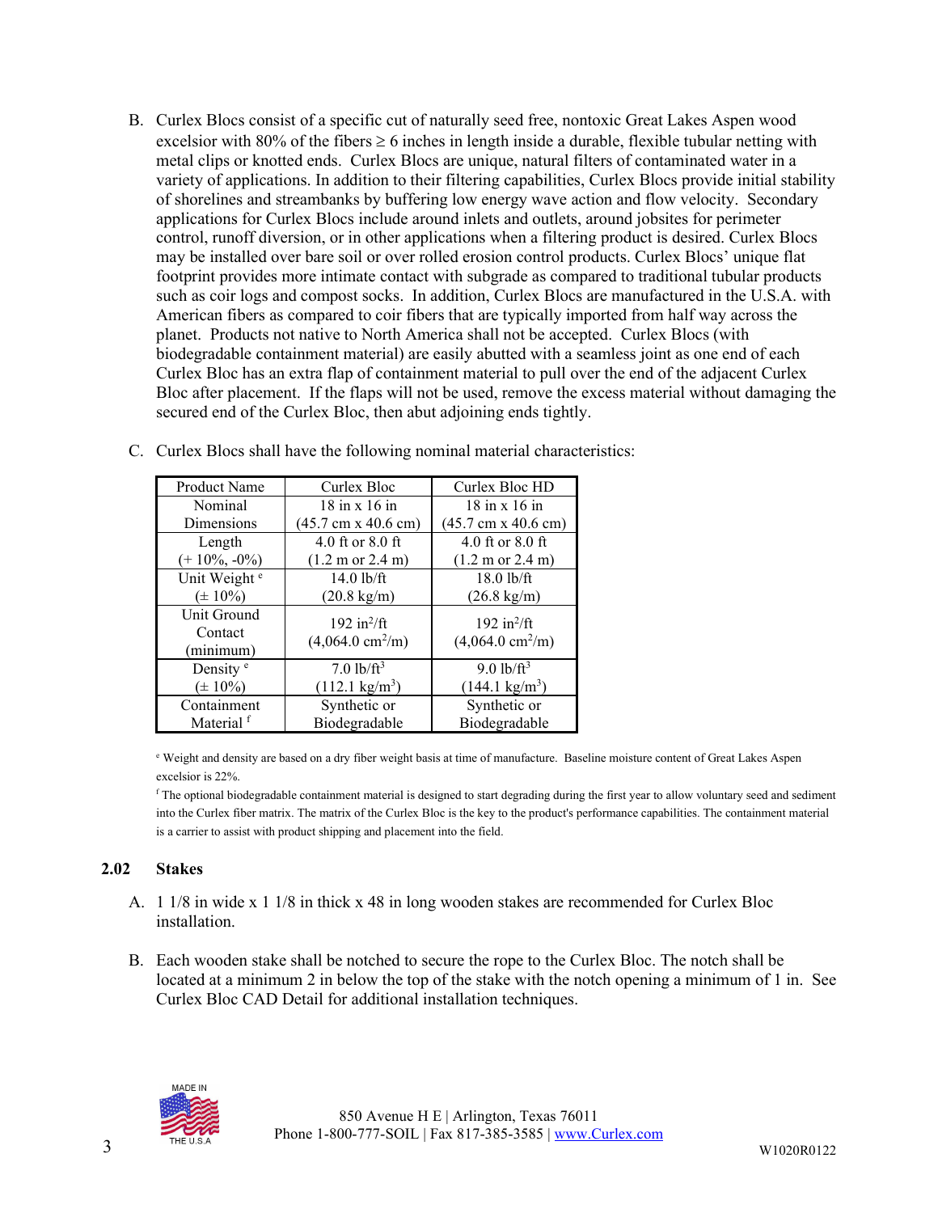B. Curlex Blocs consist of a specific cut of naturally seed free, nontoxic Great Lakes Aspen wood excelsior with 80% of the fibers ≥ 6 inches in length inside a durable, flexible tubular netting with metal clips or knotted ends. Curlex Blocs are unique, natural filters of contaminated water in a variety of applications. In addition to their filtering capabilities, Curlex Blocs provide initial stability of shorelines and streambanks by buffering low energy wave action and flow velocity. Secondary applications for Curlex Blocs include around inlets and outlets, around jobsites for perimeter control, runoff diversion, or in other applications when a filtering product is desired. Curlex Blocs may be installed over bare soil or over rolled erosion control products. Curlex Blocs' unique flat footprint provides more intimate contact with subgrade as compared to traditional tubular products such as coir logs and compost socks. In addition, Curlex Blocs are manufactured in the U.S.A. with American fibers as compared to coir fibers that are typically imported from half way across the planet. Products not native to North America shall not be accepted. Curlex Blocs (with biodegradable containment material) are easily abutted with a seamless joint as one end of each Curlex Bloc has an extra flap of containment material to pull over the end of the adjacent Curlex Bloc after placement. If the flaps will not be used, remove the excess material without damaging the secured end of the Curlex Bloc, then abut adjoining ends tightly.

C. Curlex Blocs shall have the following nominal material characteristics:

| Product Name | Curlex Bloc | Curlex Bloc HD |
|---|---|---|
| Nominal Dimensions | 18 in x 16 in (45.7 cm x 40.6 cm) | 18 in x 16 in (45.7 cm x 40.6 cm) |
| Length (+ 10%, -0%) | 4.0 ft or 8.0 ft (1.2 m or 2.4 m) | 4.0 ft or 8.0 ft (1.2 m or 2.4 m) |
| Unit Weight [e] (± 10%) | 14.0 lb/ft (20.8 kg/m) | 18.0 lb/ft (26.8 kg/m) |
| Unit Ground Contact (minimum) | 192 $in^2/ft$ (4,064.0 $cm^2/m$) | 192 $in^2/ft$ (4,064.0 $cm^2/m$) |
| Density [e] (± 10%) | 7.0 $lb/ft^3$ (112.1 $kg/m^3$) | 9.0 $lb/ft^3$ (144.1 $kg/m^3$) |
| Containment Material [f] | Synthetic or Biodegradable | Synthetic or Biodegradable |

[e] Weight and density are based on a dry fiber weight basis at time of manufacture. Baseline moisture content of Great Lakes Aspen excelsior is 22%.

[f] The optional biodegradable containment material is designed to start degrading during the first year to allow voluntary seed and sediment into the Curlex fiber matrix. The matrix of the Curlex Bloc is the key to the product's performance capabilities. The containment material is a carrier to assist with product shipping and placement into the field.

### 2.02 Stakes

A. 1 1/8 in wide x 1 1/8 in thick x 48 in long wooden stakes are recommended for Curlex Bloc installation.

B. Each wooden stake shall be notched to secure the rope to the Curlex Bloc. The notch shall be located at a minimum 2 in below the top of the stake with the notch opening a minimum of 1 in. See Curlex Bloc CAD Detail for additional installation techniques.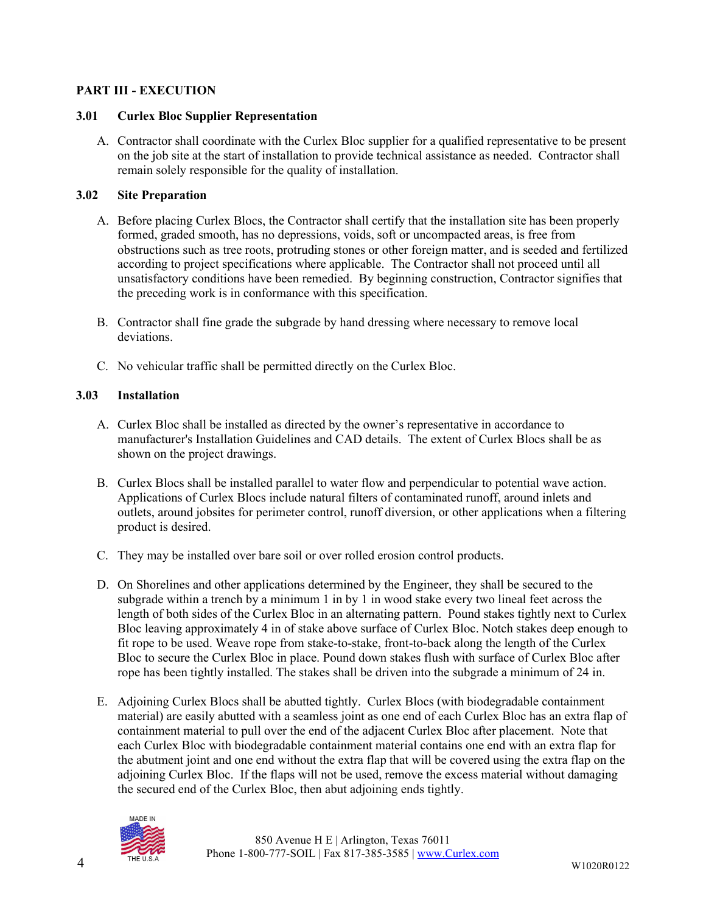## PART III - EXECUTION

### 3.01 Curlex Bloc Supplier Representation

A. Contractor shall coordinate with the Curlex Bloc supplier for a qualified representative to be present on the job site at the start of installation to provide technical assistance as needed. Contractor shall remain solely responsible for the quality of installation.

### 3.02 Site Preparation

A. Before placing Curlex Blocs, the Contractor shall certify that the installation site has been properly formed, graded smooth, has no depressions, voids, soft or uncompacted areas, is free from obstructions such as tree roots, protruding stones or other foreign matter, and is seeded and fertilized according to project specifications where applicable. The Contractor shall not proceed until all unsatisfactory conditions have been remedied. By beginning construction, Contractor signifies that the preceding work is in conformance with this specification.

B. Contractor shall fine grade the subgrade by hand dressing where necessary to remove local deviations.

C. No vehicular traffic shall be permitted directly on the Curlex Bloc.

### 3.03 Installation

A. Curlex Bloc shall be installed as directed by the owner's representative in accordance to manufacturer's Installation Guidelines and CAD details. The extent of Curlex Blocs shall be as shown on the project drawings.

B. Curlex Blocs shall be installed parallel to water flow and perpendicular to potential wave action. Applications of Curlex Blocs include natural filters of contaminated runoff, around inlets and outlets, around jobsites for perimeter control, runoff diversion, or other applications when a filtering product is desired.

C. They may be installed over bare soil or over rolled erosion control products.

D. On Shorelines and other applications determined by the Engineer, they shall be secured to the subgrade within a trench by a minimum 1 in by 1 in wood stake every two lineal feet across the length of both sides of the Curlex Bloc in an alternating pattern. Pound stakes tightly next to Curlex Bloc leaving approximately 4 in of stake above surface of Curlex Bloc. Notch stakes deep enough to fit rope to be used. Weave rope from stake-to-stake, front-to-back along the length of the Curlex Bloc to secure the Curlex Bloc in place. Pound down stakes flush with surface of Curlex Bloc after rope has been tightly installed. The stakes shall be driven into the subgrade a minimum of 24 in.

E. Adjoining Curlex Blocs shall be abutted tightly. Curlex Blocs (with biodegradable containment material) are easily abutted with a seamless joint as one end of each Curlex Bloc has an extra flap of containment material to pull over the end of the adjacent Curlex Bloc after placement. Note that each Curlex Bloc with biodegradable containment material contains one end with an extra flap for the abutment joint and one end without the extra flap that will be covered using the extra flap on the adjoining Curlex Bloc. If the flaps will not be used, remove the excess material without damaging the secured end of the Curlex Bloc, then abut adjoining ends tightly.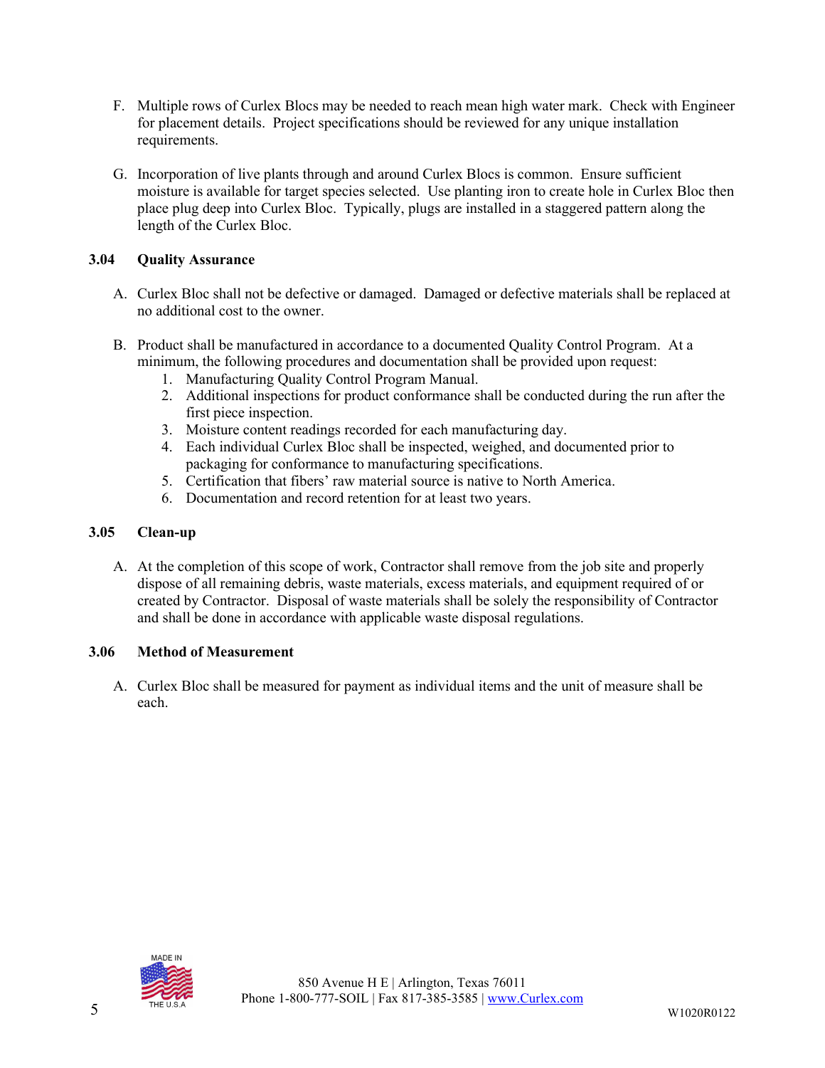F. Multiple rows of Curlex Blocs may be needed to reach mean high water mark. Check with Engineer for placement details. Project specifications should be reviewed for any unique installation requirements.

G. Incorporation of live plants through and around Curlex Blocs is common. Ensure sufficient moisture is available for target species selected. Use planting iron to create hole in Curlex Bloc then place plug deep into Curlex Bloc. Typically, plugs are installed in a staggered pattern along the length of the Curlex Bloc.

### 3.04 Quality Assurance

A. Curlex Bloc shall not be defective or damaged. Damaged or defective materials shall be replaced at no additional cost to the owner.

B. Product shall be manufactured in accordance to a documented Quality Control Program. At a minimum, the following procedures and documentation shall be provided upon request:
   1. Manufacturing Quality Control Program Manual.
   2. Additional inspections for product conformance shall be conducted during the run after the first piece inspection.
   3. Moisture content readings recorded for each manufacturing day.
   4. Each individual Curlex Bloc shall be inspected, weighed, and documented prior to packaging for conformance to manufacturing specifications.
   5. Certification that fibers' raw material source is native to North America.
   6. Documentation and record retention for at least two years.

### 3.05 Clean-up

A. At the completion of this scope of work, Contractor shall remove from the job site and properly dispose of all remaining debris, waste materials, excess materials, and equipment required of or created by Contractor. Disposal of waste materials shall be solely the responsibility of Contractor and shall be done in accordance with applicable waste disposal regulations.

### 3.06 Method of Measurement

A. Curlex Bloc shall be measured for payment as individual items and the unit of measure shall be each.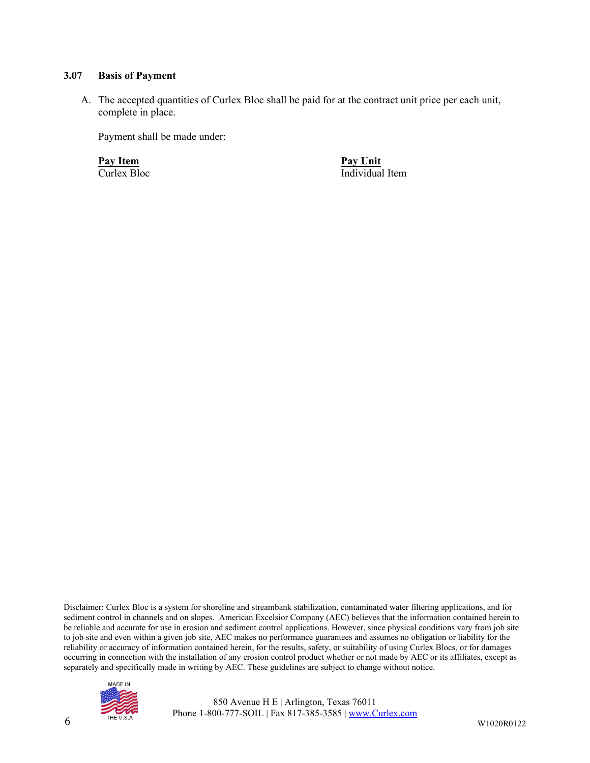### 3.07 Basis of Payment

A. The accepted quantities of Curlex Bloc shall be paid for at the contract unit price per each unit, complete in place.

Payment shall be made under:

| Pay Item | Pay Unit |
|---|---|
| Curlex Bloc | Individual Item |

Disclaimer: Curlex Bloc is a system for shoreline and streambank stabilization, contaminated water filtering applications, and for sediment control in channels and on slopes. American Excelsior Company (AEC) believes that the information contained herein to be reliable and accurate for use in erosion and sediment control applications. However, since physical conditions vary from job site to job site and even within a given job site, AEC makes no performance guarantees and assumes no obligation or liability for the reliability or accuracy of information contained herein, for the results, safety, or suitability of using Curlex Blocs, or for damages occurring in connection with the installation of any erosion control product whether or not made by AEC or its affiliates, except as separately and specifically made in writing by AEC. These guidelines are subject to change without notice.

MADE IN THE U.S.A

850 Avenue H E | Arlington, Texas 76011
Phone 1-800-777-SOIL | Fax 817-385-3585 | www.Curlex.com

W1020R0122